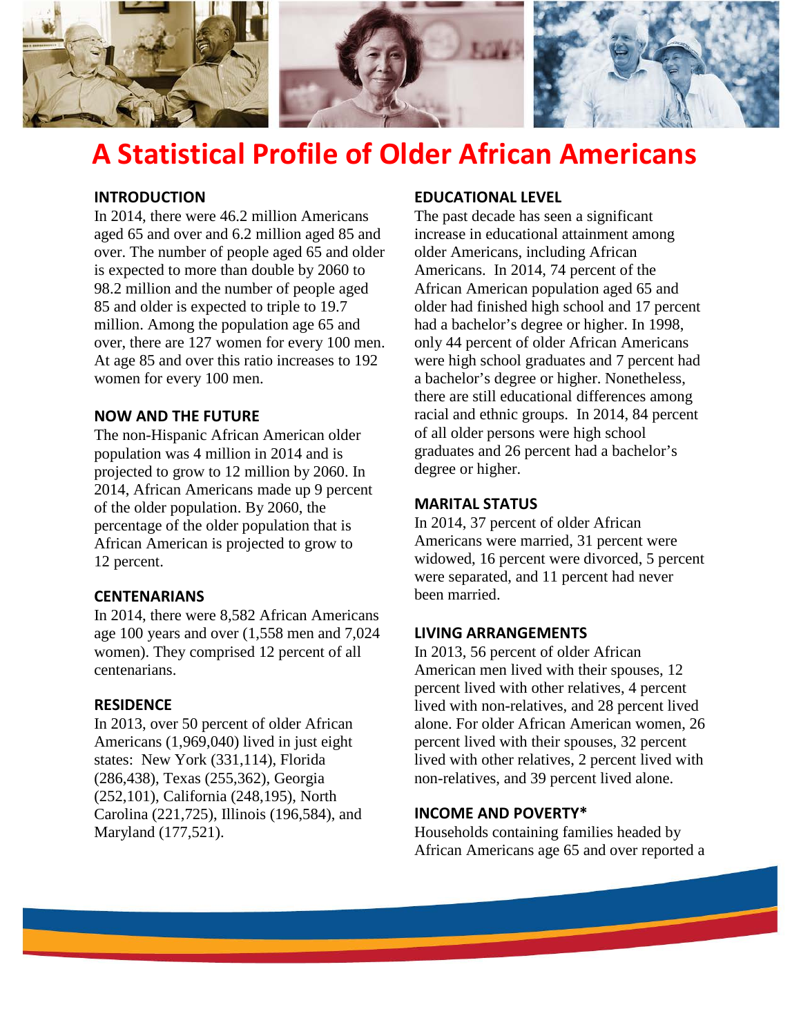# A Statistical Profile of Older African Americans

## INTRODUCTION

In 2014, there were 46.2 million Americans aged 65 and over and 6.2 million aged 85 and over. The number of people aged 65 and older is expected to more than double by 2060 to 98.2 million and the number of people aged 85 and older is expected to triple to 19.7 million. Among the population age 65 and over, there are 127 women for every 100 men. At age 85 and over this ratio increases to 192 women for every 100 men.

## NOW AND THE FUTURE

The non-Hispanic African American older population was 4 million in 2014 and is projected to grow to 12 million by 2060. In 2014, African Americans made up 9 percent of the older population. By 2060, the percentage of the older population that is African American is projected to grow to 12 percent.

## CENTENARIANS

In 2014, there were 8,582 African Americans age 100 years and over (1,558 men and 7,024 women). They comprised 12 percent of all centenarians.

## RESIDENCE

In 2013, over 50 percent of older African Americans (1,969,040) lived in just eight states: New York (331,114), Florida (286,438), Texas (255,362), Georgia (252,101), California (248,195), North Carolina (221,725), Illinois (196,584), and Maryland (177,521).

## EDUCATIONAL LEVEL

The past decade has seen a significant increase in educational attainment among older Americans, including African Americans. In 2014, 74 percent of the African American population aged 65 and older had finished high school and 17 percent had a bachelor's degree or higher. In 1998, only 44 percent of older African Americans were high school graduates and 7 percent had a bachelor's degree or higher. Nonetheless, there are still educational differences among racial and ethnic groups. In 2014, 84 percent of all older persons were high school graduates and 26 percent had a bachelor's degree or higher.

## MARITAL STATUS

In 2014, 37 percent of older African Americans were married, 31 percent were widowed, 16 percent were divorced, 5 percent were separated, and 11 percent had never been married.

## LIVING ARRANGEMENTS

In 2013, 56 percent of older African American men lived with their spouses, 12 percent lived with other relatives, 4 percent lived with non-relatives, and 28 percent lived alone. For older African American women, 26 percent lived with their spouses, 32 percent lived with other relatives, 2 percent lived with non-relatives, and 39 percent lived alone.

## INCOME AND POVERTY*

Households containing families headed by African Americans age 65 and over reported a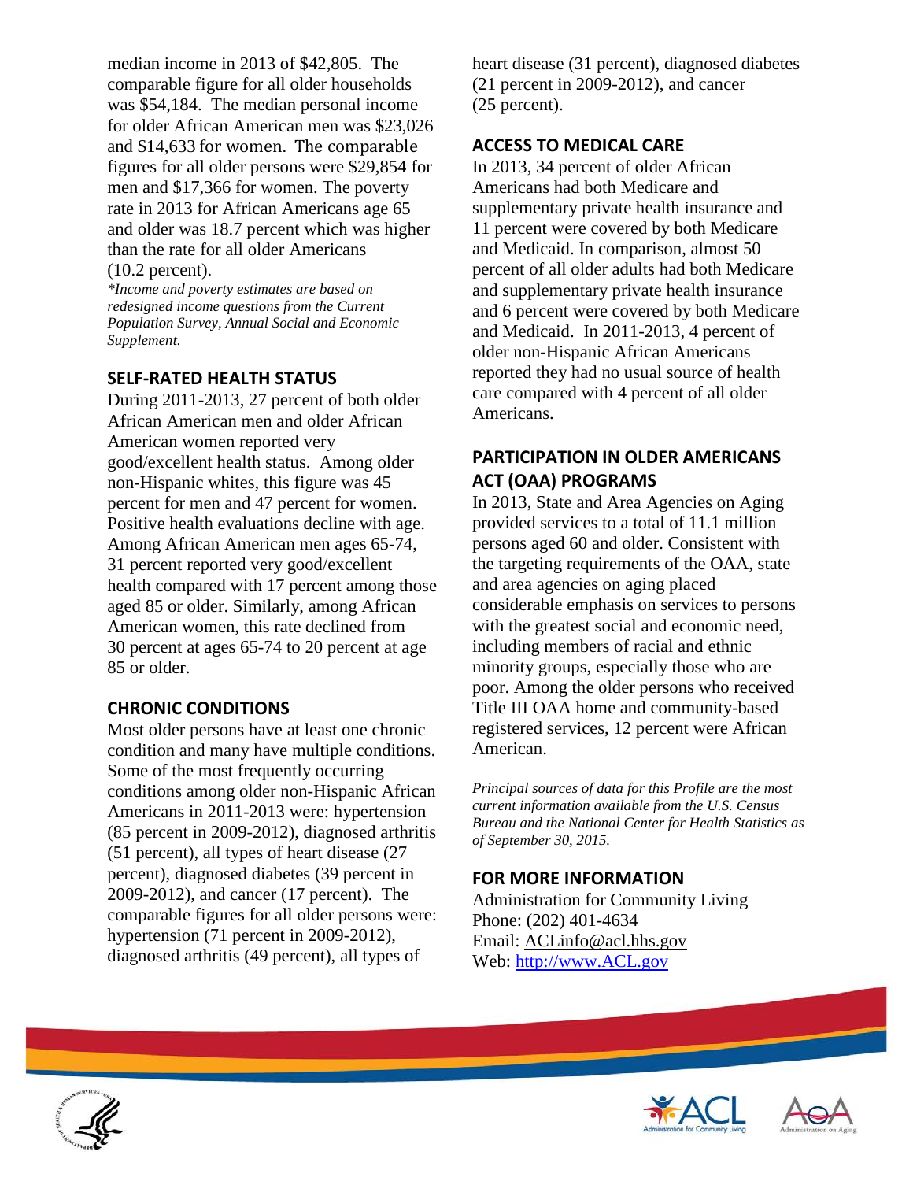median income in 2013 of $42,805. The comparable figure for all older households was $54,184. The median personal income for older African American men was $23,026 and $14,633 for women. The comparable figures for all older persons were $29,854 for men and $17,366 for women. The poverty rate in 2013 for African Americans age 65 and older was 18.7 percent which was higher than the rate for all older Americans (10.2 percent).

*\*Income and poverty estimates are based on redesigned income questions from the Current Population Survey, Annual Social and Economic Supplement.*

## SELF-RATED HEALTH STATUS

During 2011-2013, 27 percent of both older African American men and older African American women reported very good/excellent health status. Among older non-Hispanic whites, this figure was 45 percent for men and 47 percent for women. Positive health evaluations decline with age. Among African American men ages 65-74, 31 percent reported very good/excellent health compared with 17 percent among those aged 85 or older. Similarly, among African American women, this rate declined from 30 percent at ages 65-74 to 20 percent at age 85 or older.

## CHRONIC CONDITIONS

Most older persons have at least one chronic condition and many have multiple conditions. Some of the most frequently occurring conditions among older non-Hispanic African Americans in 2011-2013 were: hypertension (85 percent in 2009-2012), diagnosed arthritis (51 percent), all types of heart disease (27 percent), diagnosed diabetes (39 percent in 2009-2012), and cancer (17 percent). The comparable figures for all older persons were: hypertension (71 percent in 2009-2012), diagnosed arthritis (49 percent), all types of heart disease (31 percent), diagnosed diabetes (21 percent in 2009-2012), and cancer (25 percent).

## ACCESS TO MEDICAL CARE

In 2013, 34 percent of older African Americans had both Medicare and supplementary private health insurance and 11 percent were covered by both Medicare and Medicaid. In comparison, almost 50 percent of all older adults had both Medicare and supplementary private health insurance and 6 percent were covered by both Medicare and Medicaid. In 2011-2013, 4 percent of older non-Hispanic African Americans reported they had no usual source of health care compared with 4 percent of all older Americans.

## PARTICIPATION IN OLDER AMERICANS ACT (OAA) PROGRAMS

In 2013, State and Area Agencies on Aging provided services to a total of 11.1 million persons aged 60 and older. Consistent with the targeting requirements of the OAA, state and area agencies on aging placed considerable emphasis on services to persons with the greatest social and economic need, including members of racial and ethnic minority groups, especially those who are poor. Among the older persons who received Title III OAA home and community-based registered services, 12 percent were African American.

*Principal sources of data for this Profile are the most current information available from the U.S. Census Bureau and the National Center for Health Statistics as of September 30, 2015.*

## FOR MORE INFORMATION

Administration for Community Living
Phone: (202) 401-4634
Email: ACLinfo@acl.hhs.gov
Web: http://www.ACL.gov